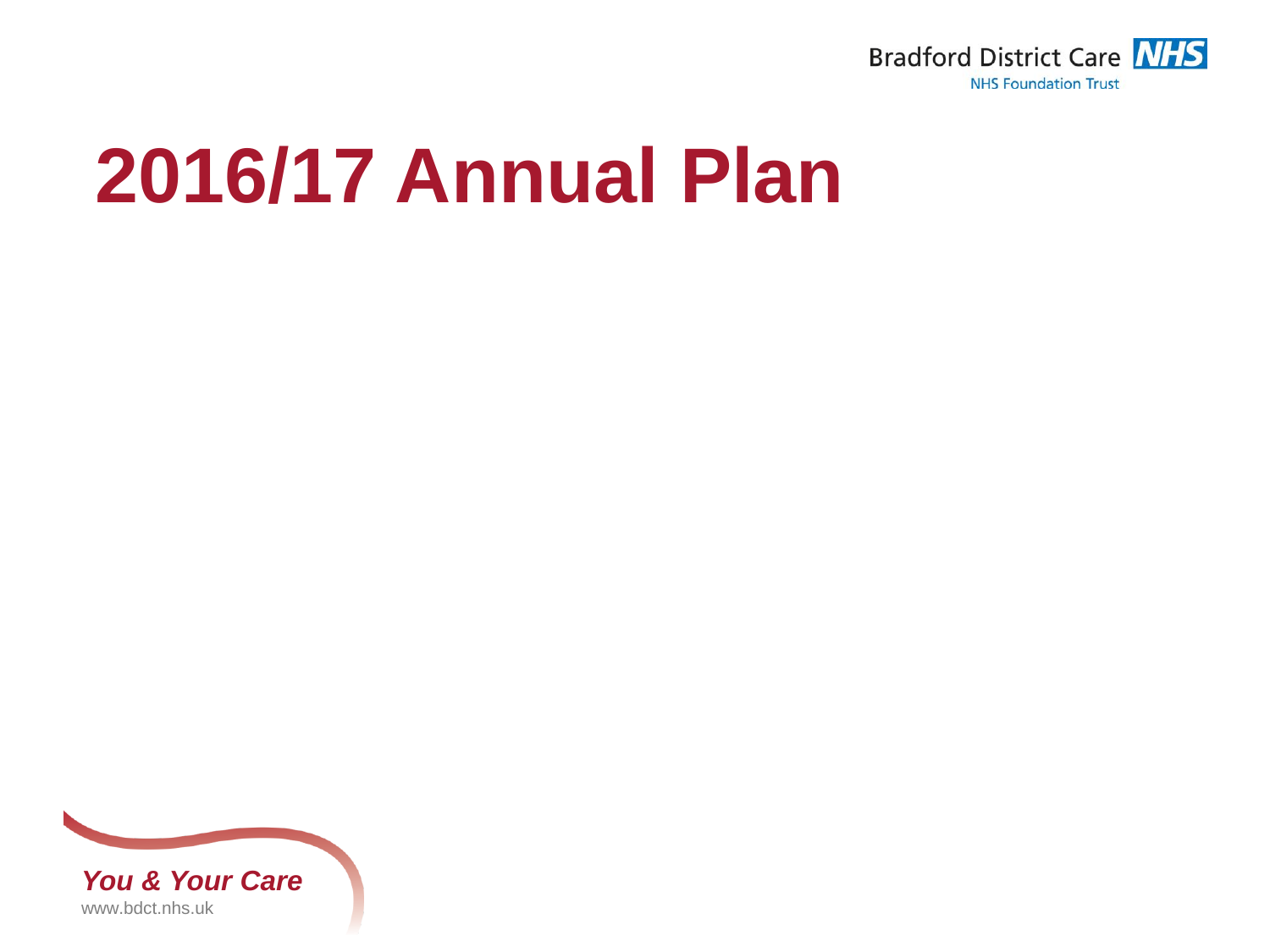Bradford District Care NHS Foundation Trust

# 2016/17 Annual Plan

***You & Your Care***

www.bdct.nhs.uk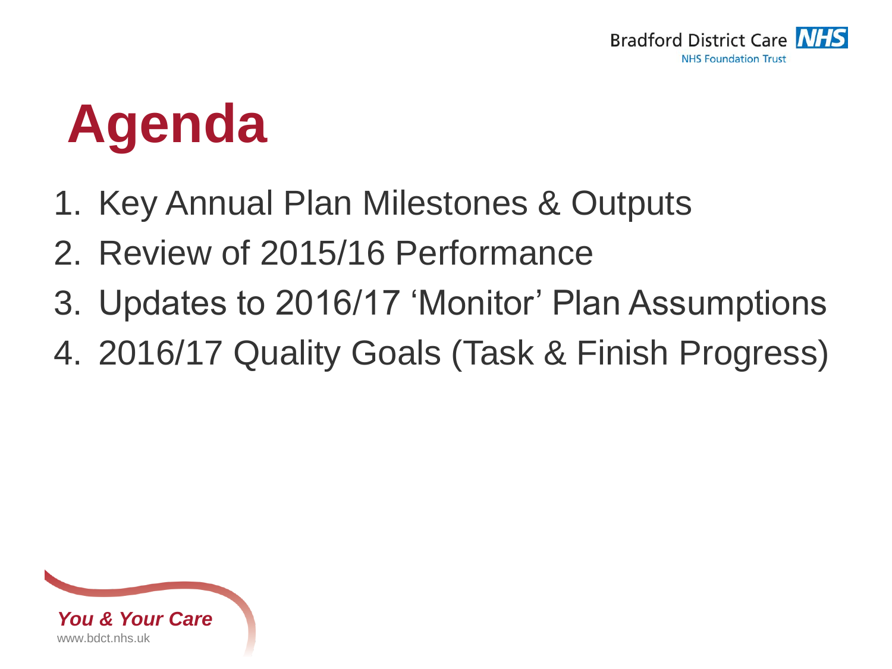# Agenda

1. Key Annual Plan Milestones & Outputs
2. Review of 2015/16 Performance
3. Updates to 2016/17 'Monitor' Plan Assumptions
4. 2016/17 Quality Goals (Task & Finish Progress)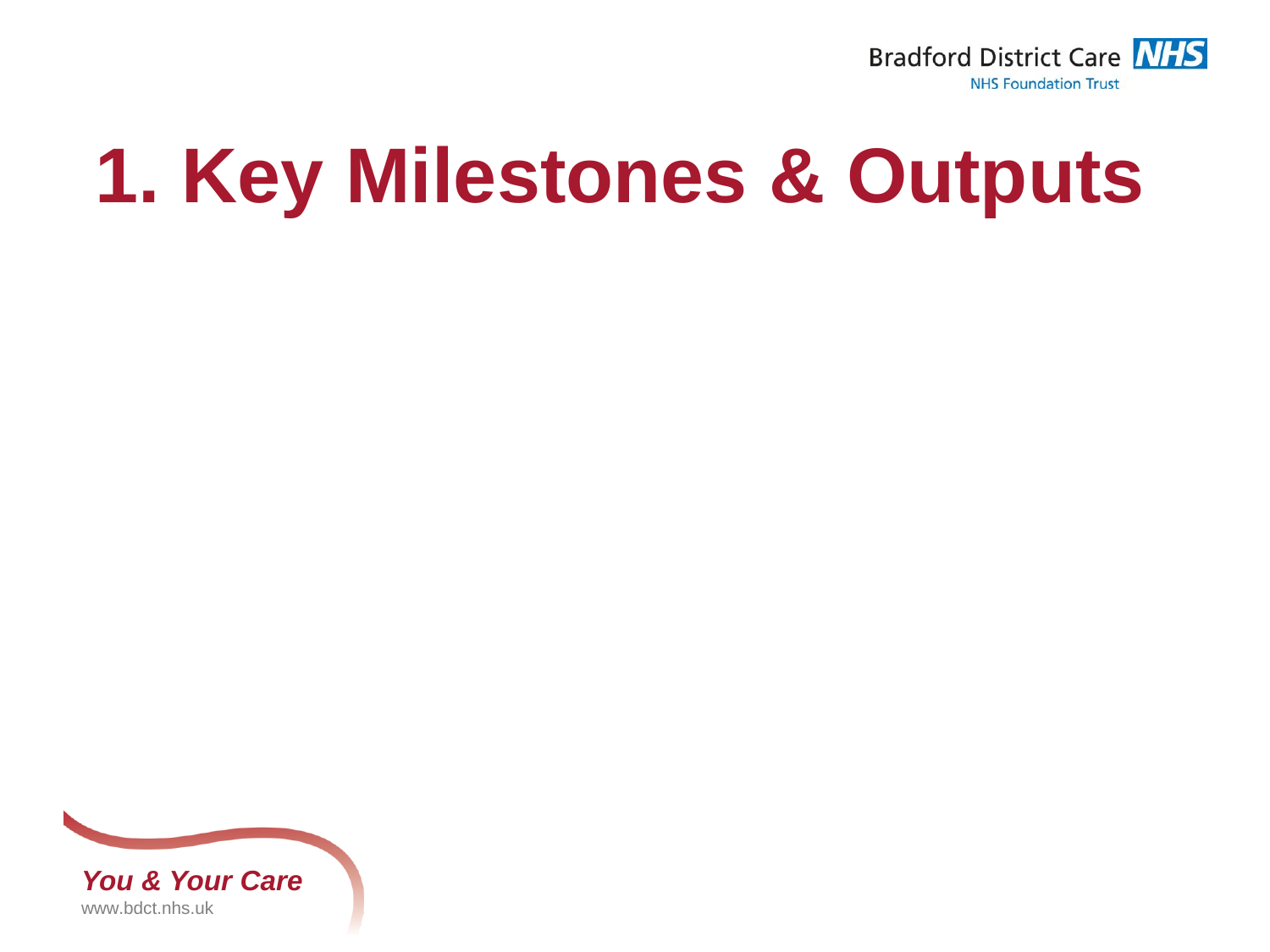# 1. Key Milestones & Outputs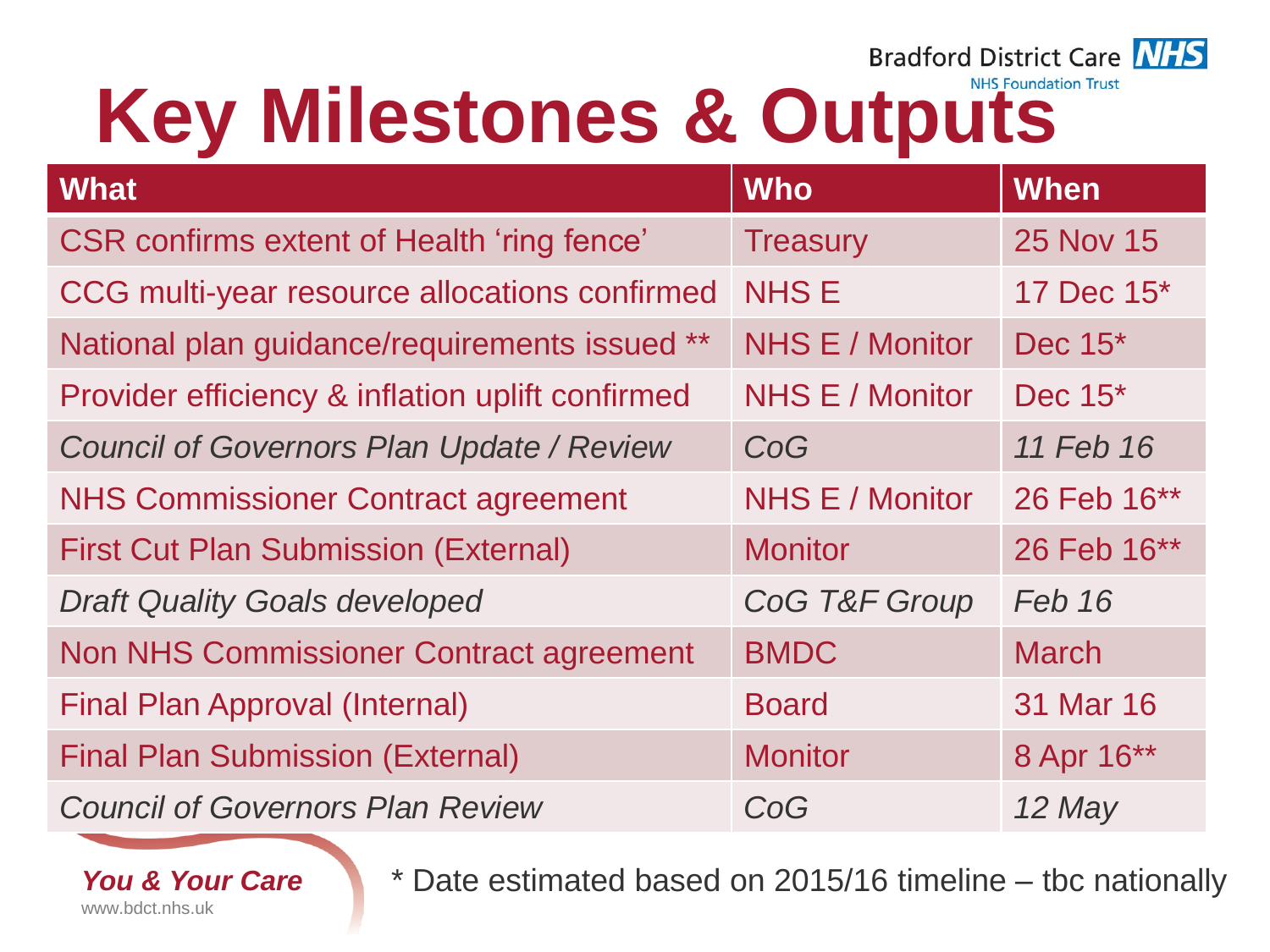# Key Milestones & Outputs

| What | Who | When |
|---|---|---|
| CSR confirms extent of Health ‘ring fence’ | Treasury | 25 Nov 15 |
| CCG multi-year resource allocations confirmed | NHS E | 17 Dec 15* |
| National plan guidance/requirements issued ** | NHS E / Monitor | Dec 15* |
| Provider efficiency & inflation uplift confirmed | NHS E / Monitor | Dec 15* |
| *Council of Governors Plan Update / Review* | *CoG* | *11 Feb 16* |
| NHS Commissioner Contract agreement | NHS E / Monitor | 26 Feb 16** |
| First Cut Plan Submission (External) | Monitor | 26 Feb 16** |
| *Draft Quality Goals developed* | *CoG T&F Group* | *Feb 16* |
| Non NHS Commissioner Contract agreement | BMDC | March |
| Final Plan Approval (Internal) | Board | 31 Mar 16 |
| Final Plan Submission (External) | Monitor | 8 Apr 16** |
| *Council of Governors Plan Review* | *CoG* | *12 May* |

* Date estimated based on 2015/16 timeline – tbc nationally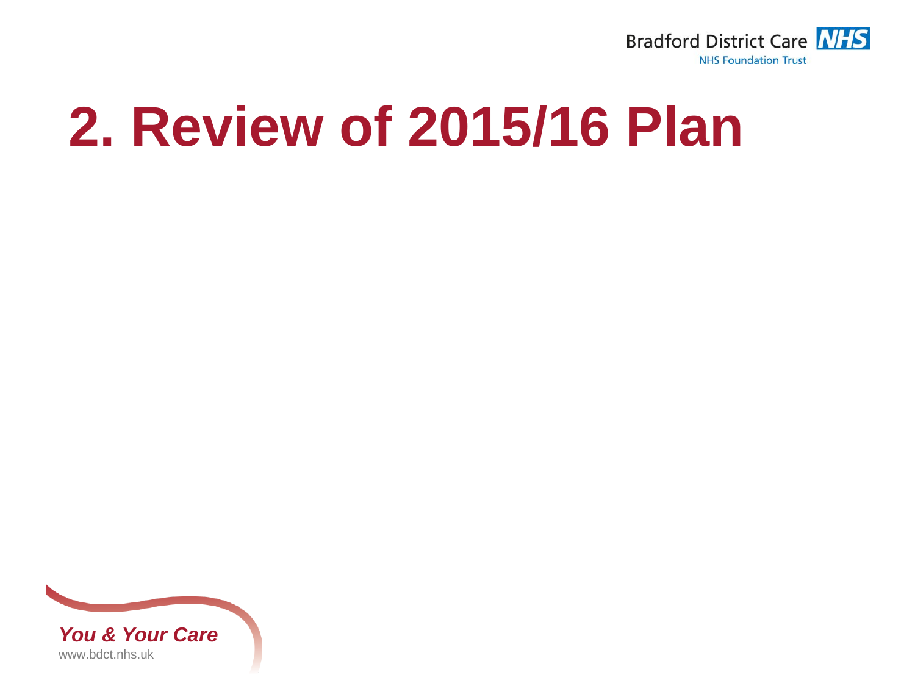# 2. Review of 2015/16 Plan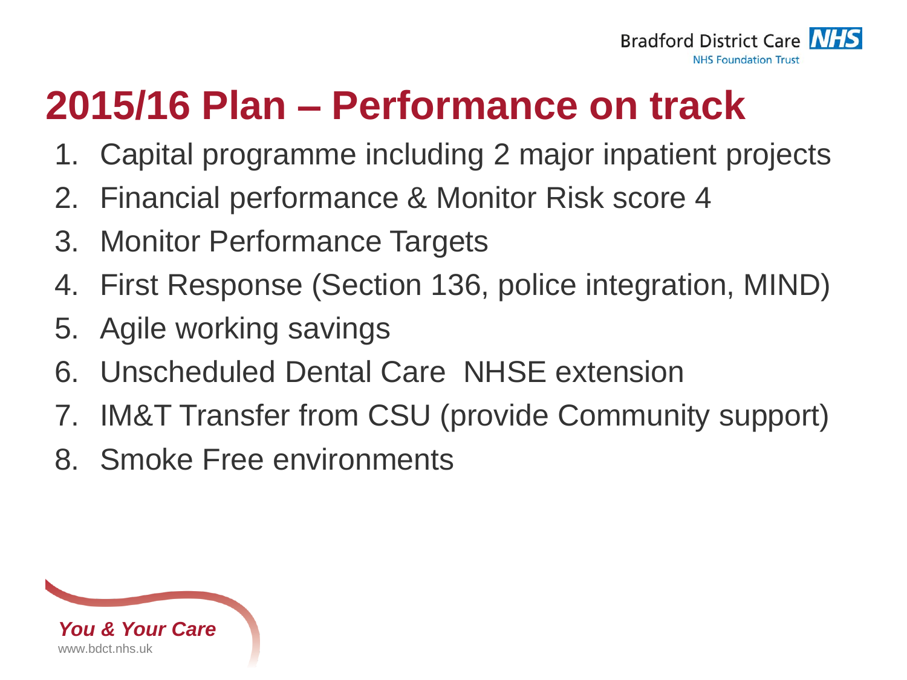# 2015/16 Plan – Performance on track

1. Capital programme including 2 major inpatient projects
2. Financial performance & Monitor Risk score 4
3. Monitor Performance Targets
4. First Response (Section 136, police integration, MIND)
5. Agile working savings
6. Unscheduled Dental Care  NHSE extension
7. IM&T Transfer from CSU (provide Community support)
8. Smoke Free environments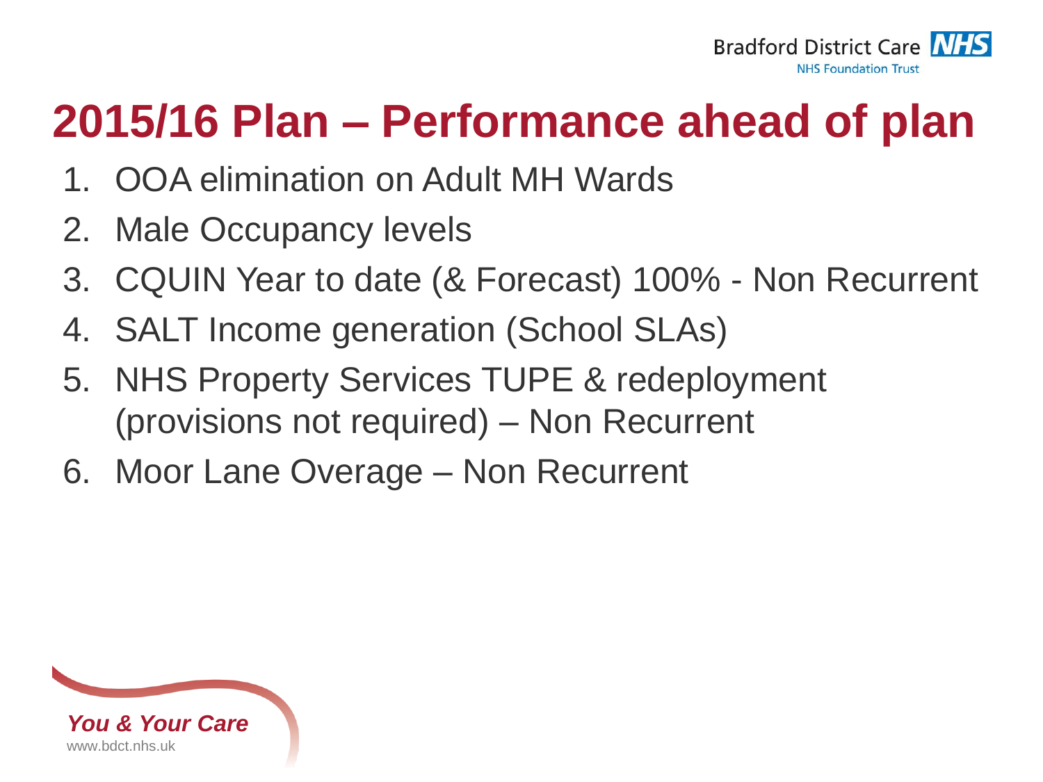# 2015/16 Plan – Performance ahead of plan

1. OOA elimination on Adult MH Wards
2. Male Occupancy levels
3. CQUIN Year to date (& Forecast) 100% - Non Recurrent
4. SALT Income generation (School SLAs)
5. NHS Property Services TUPE & redeployment (provisions not required) – Non Recurrent
6. Moor Lane Overage – Non Recurrent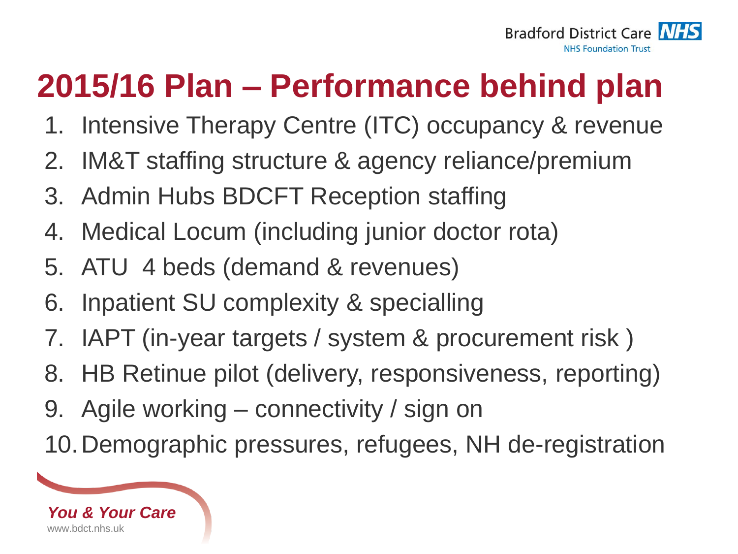# 2015/16 Plan – Performance behind plan

1. Intensive Therapy Centre (ITC) occupancy & revenue
2. IM&T staffing structure & agency reliance/premium
3. Admin Hubs BDCFT Reception staffing
4. Medical Locum (including junior doctor rota)
5. ATU 4 beds (demand & revenues)
6. Inpatient SU complexity & specialling
7. IAPT (in-year targets / system & procurement risk )
8. HB Retinue pilot (delivery, responsiveness, reporting)
9. Agile working – connectivity / sign on
10. Demographic pressures, refugees, NH de-registration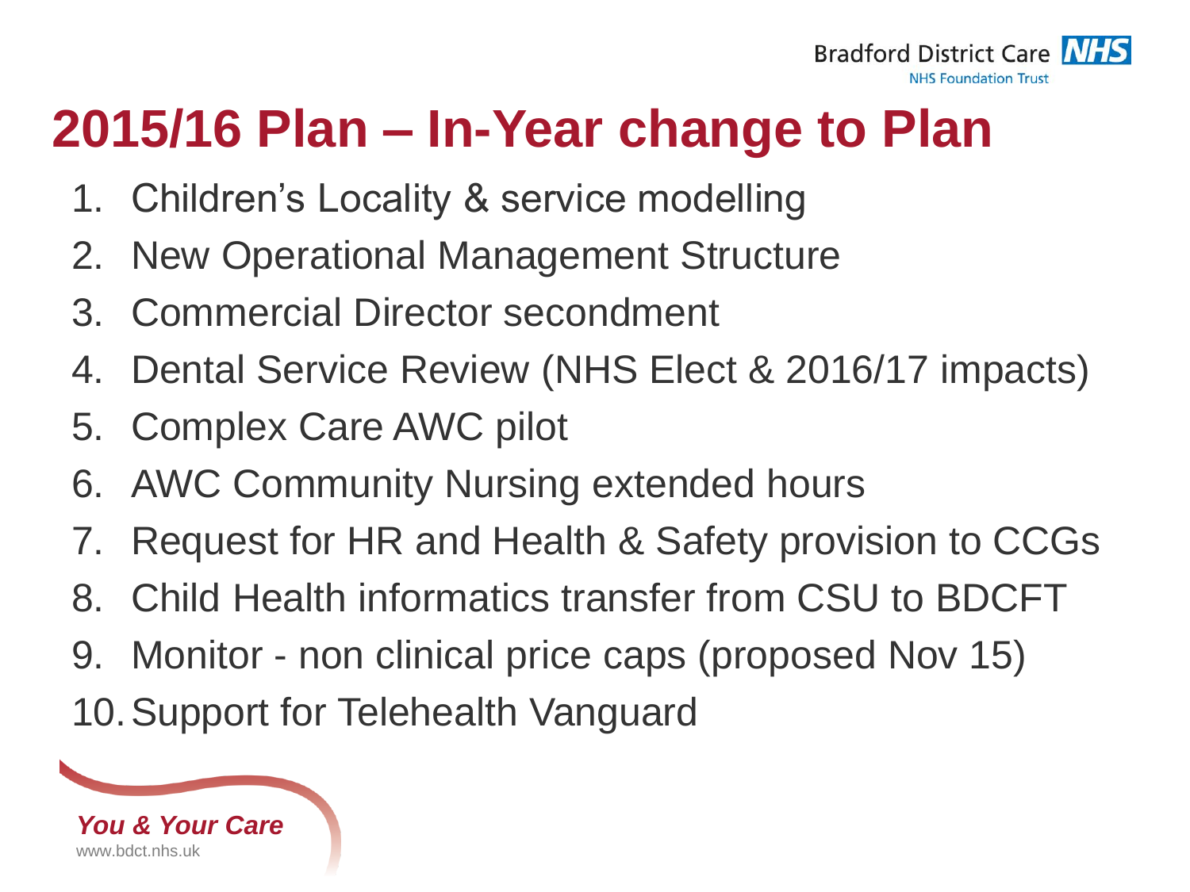# 2015/16 Plan – In-Year change to Plan

1. Children's Locality & service modelling
2. New Operational Management Structure
3. Commercial Director secondment
4. Dental Service Review (NHS Elect & 2016/17 impacts)
5. Complex Care AWC pilot
6. AWC Community Nursing extended hours
7. Request for HR and Health & Safety provision to CCGs
8. Child Health informatics transfer from CSU to BDCFT
9. Monitor - non clinical price caps (proposed Nov 15)
10. Support for Telehealth Vanguard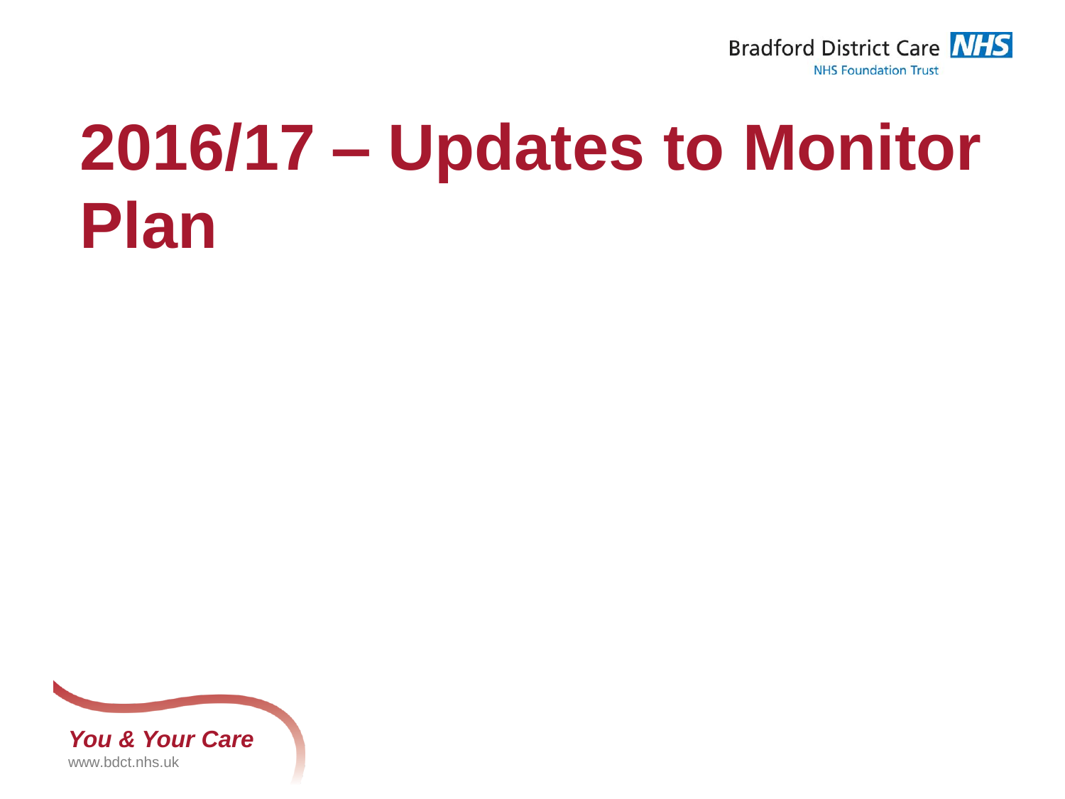# 2016/17 – Updates to Monitor Plan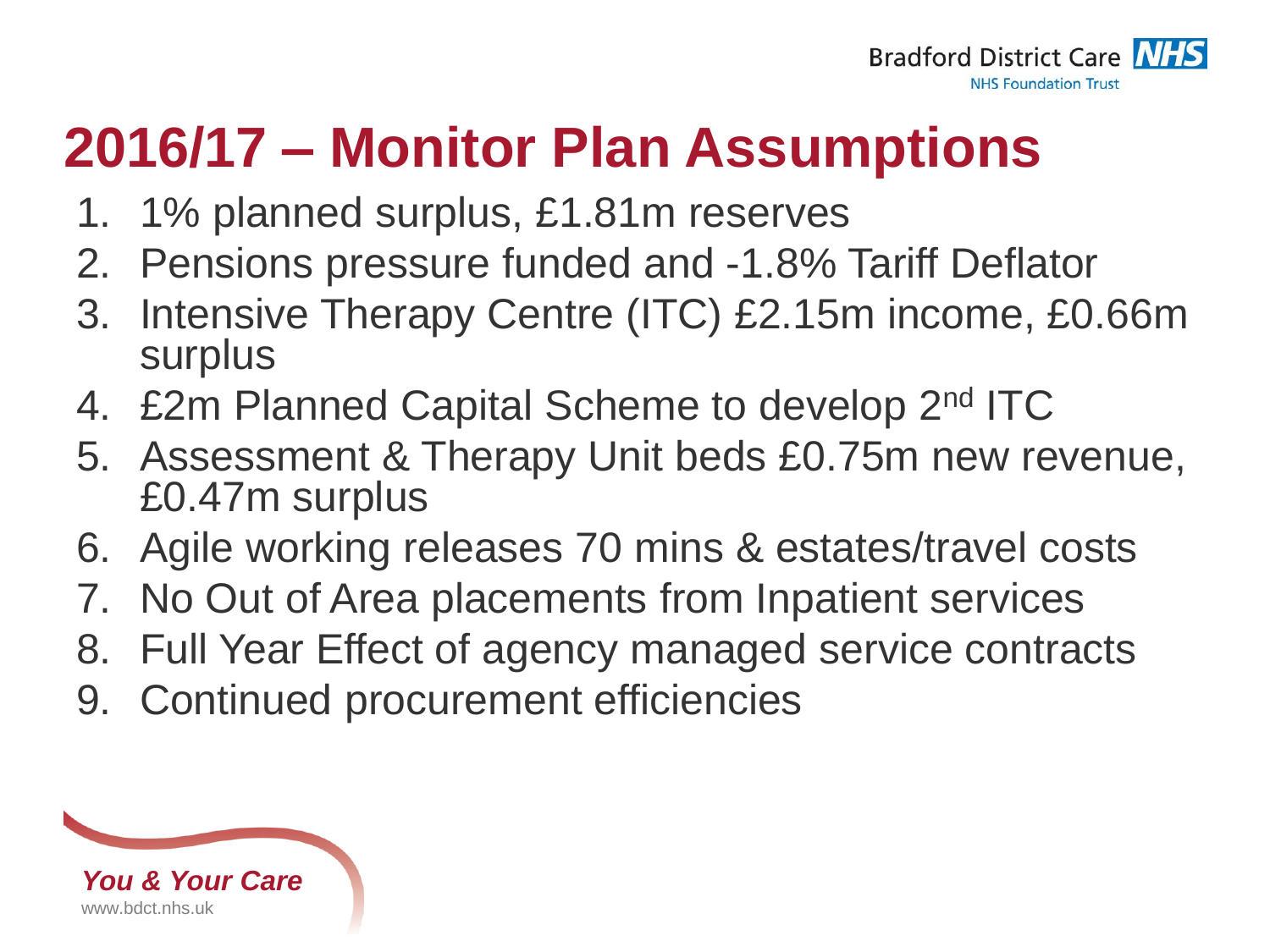# 2016/17 – Monitor Plan Assumptions

1. 1% planned surplus, £1.81m reserves
2. Pensions pressure funded and -1.8% Tariff Deflator
3. Intensive Therapy Centre (ITC) £2.15m income, £0.66m surplus
4. £2m Planned Capital Scheme to develop 2nd ITC
5. Assessment & Therapy Unit beds £0.75m new revenue, £0.47m surplus
6. Agile working releases 70 mins & estates/travel costs
7. No Out of Area placements from Inpatient services
8. Full Year Effect of agency managed service contracts
9. Continued procurement efficiencies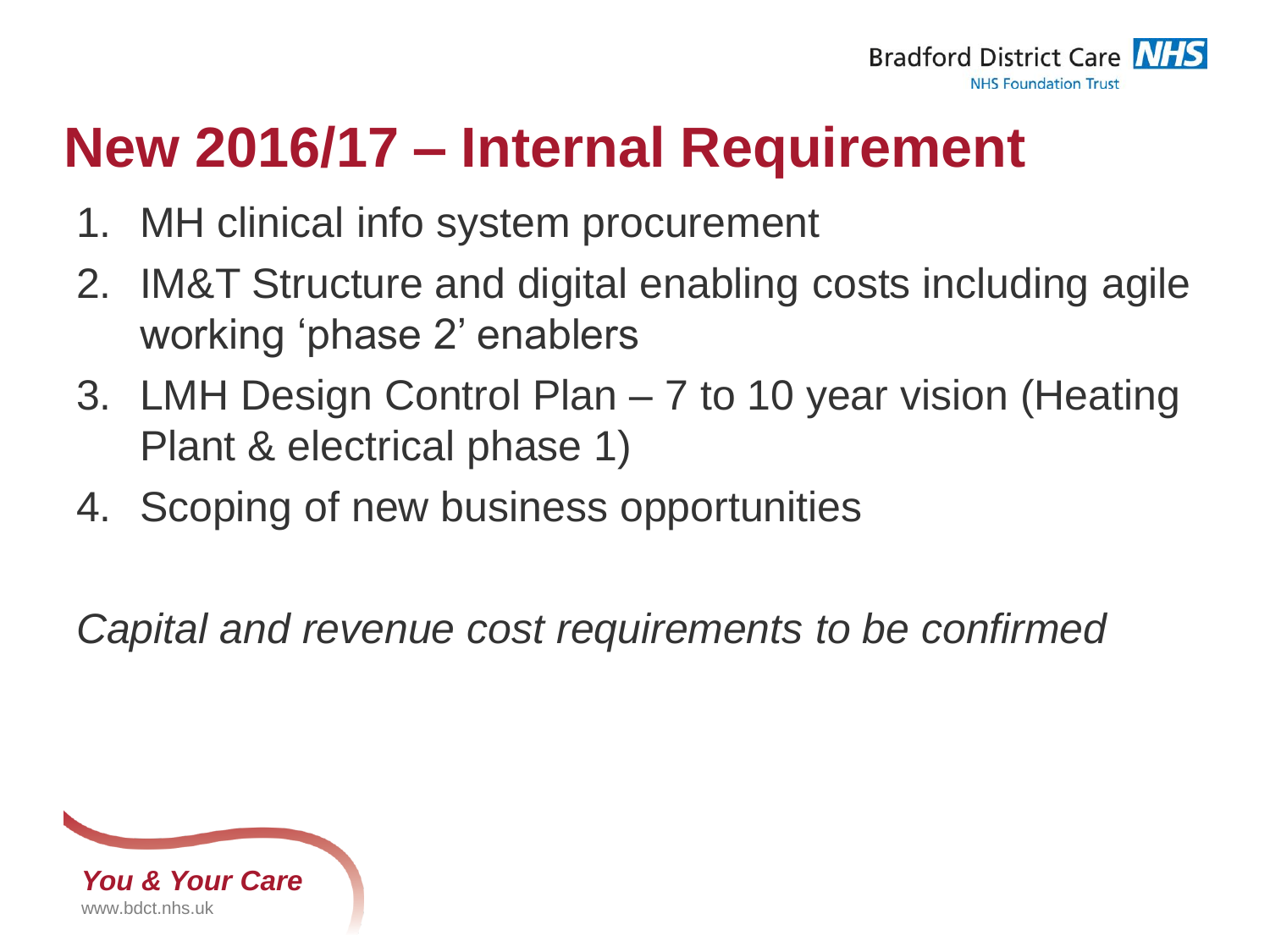# New 2016/17 – Internal Requirement

1. MH clinical info system procurement
2. IM&T Structure and digital enabling costs including agile working 'phase 2' enablers
3. LMH Design Control Plan – 7 to 10 year vision (Heating Plant & electrical phase 1)
4. Scoping of new business opportunities

*Capital and revenue cost requirements to be confirmed*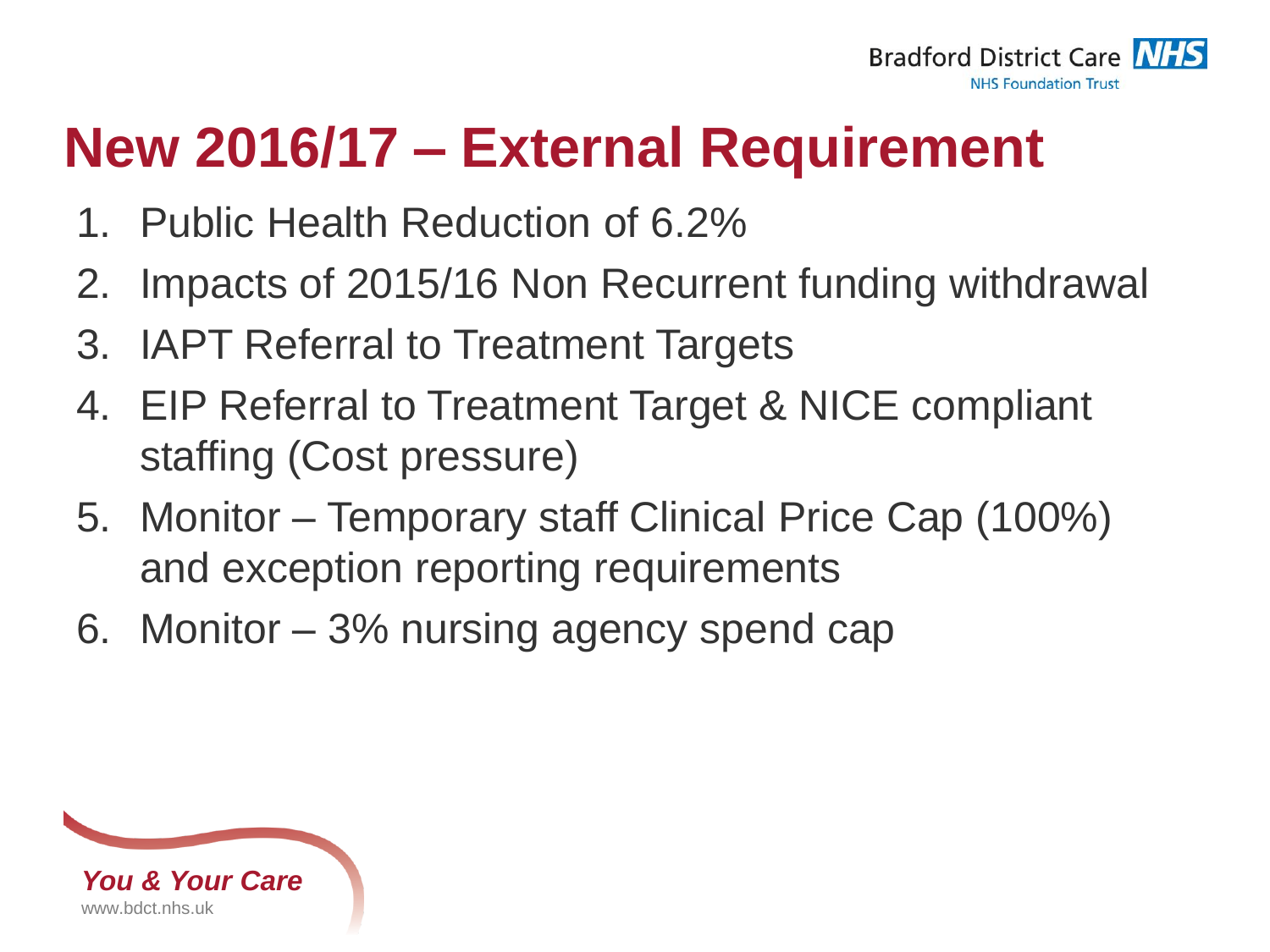# New 2016/17 – External Requirement

1. Public Health Reduction of 6.2%
2. Impacts of 2015/16 Non Recurrent funding withdrawal
3. IAPT Referral to Treatment Targets
4. EIP Referral to Treatment Target & NICE compliant staffing (Cost pressure)
5. Monitor – Temporary staff Clinical Price Cap (100%) and exception reporting requirements
6. Monitor – 3% nursing agency spend cap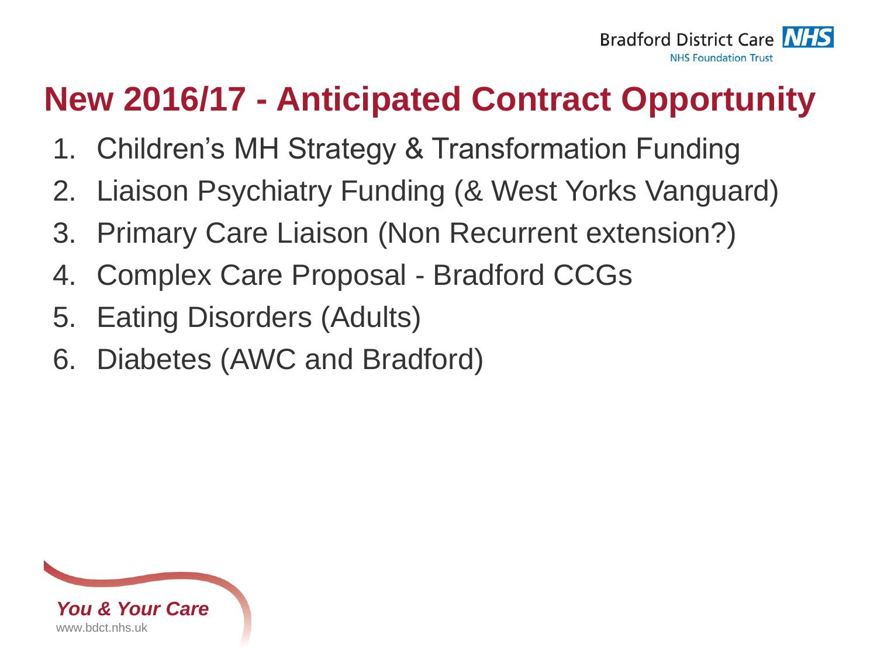# New 2016/17 - Anticipated Contract Opportunity

1. Children's MH Strategy & Transformation Funding
2. Liaison Psychiatry Funding (& West Yorks Vanguard)
3. Primary Care Liaison (Non Recurrent extension?)
4. Complex Care Proposal - Bradford CCGs
5. Eating Disorders (Adults)
6. Diabetes (AWC and Bradford)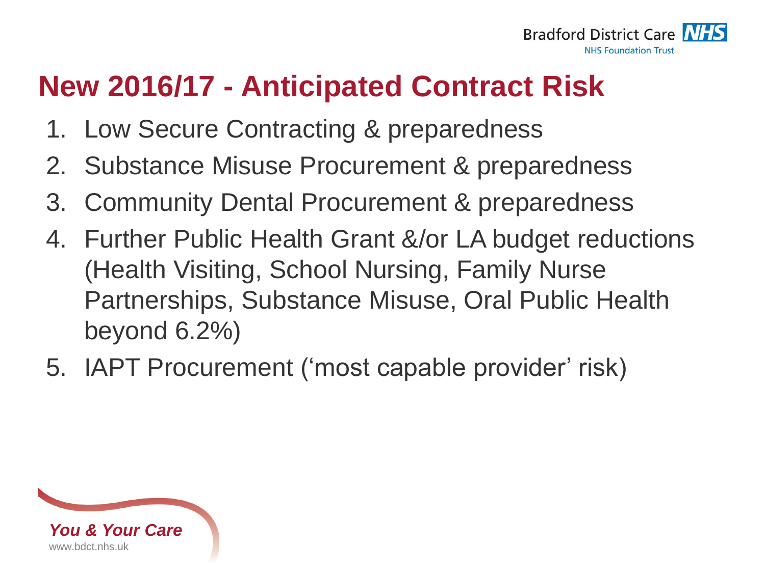# New 2016/17 - Anticipated Contract Risk

1. Low Secure Contracting & preparedness
2. Substance Misuse Procurement & preparedness
3. Community Dental Procurement & preparedness
4. Further Public Health Grant &/or LA budget reductions (Health Visiting, School Nursing, Family Nurse Partnerships, Substance Misuse, Oral Public Health beyond 6.2%)
5. IAPT Procurement ('most capable provider' risk)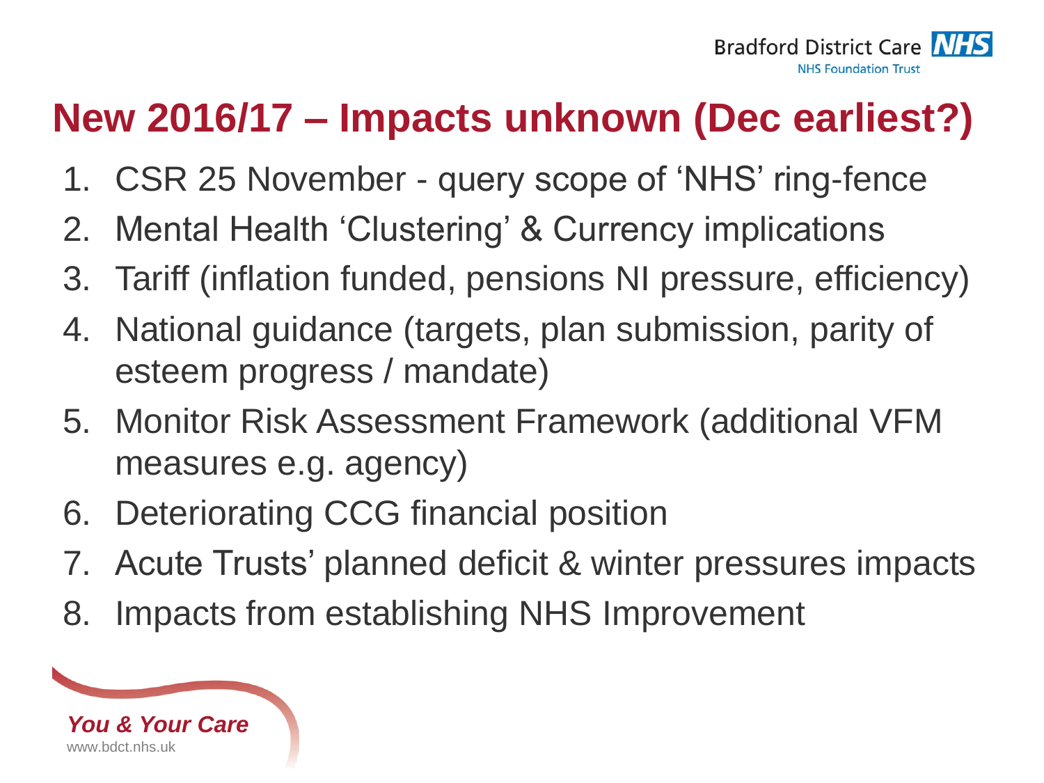# New 2016/17 – Impacts unknown (Dec earliest?)

1. CSR 25 November - query scope of 'NHS' ring-fence
2. Mental Health 'Clustering' & Currency implications
3. Tariff (inflation funded, pensions NI pressure, efficiency)
4. National guidance (targets, plan submission, parity of esteem progress / mandate)
5. Monitor Risk Assessment Framework (additional VFM measures e.g. agency)
6. Deteriorating CCG financial position
7. Acute Trusts' planned deficit & winter pressures impacts
8. Impacts from establishing NHS Improvement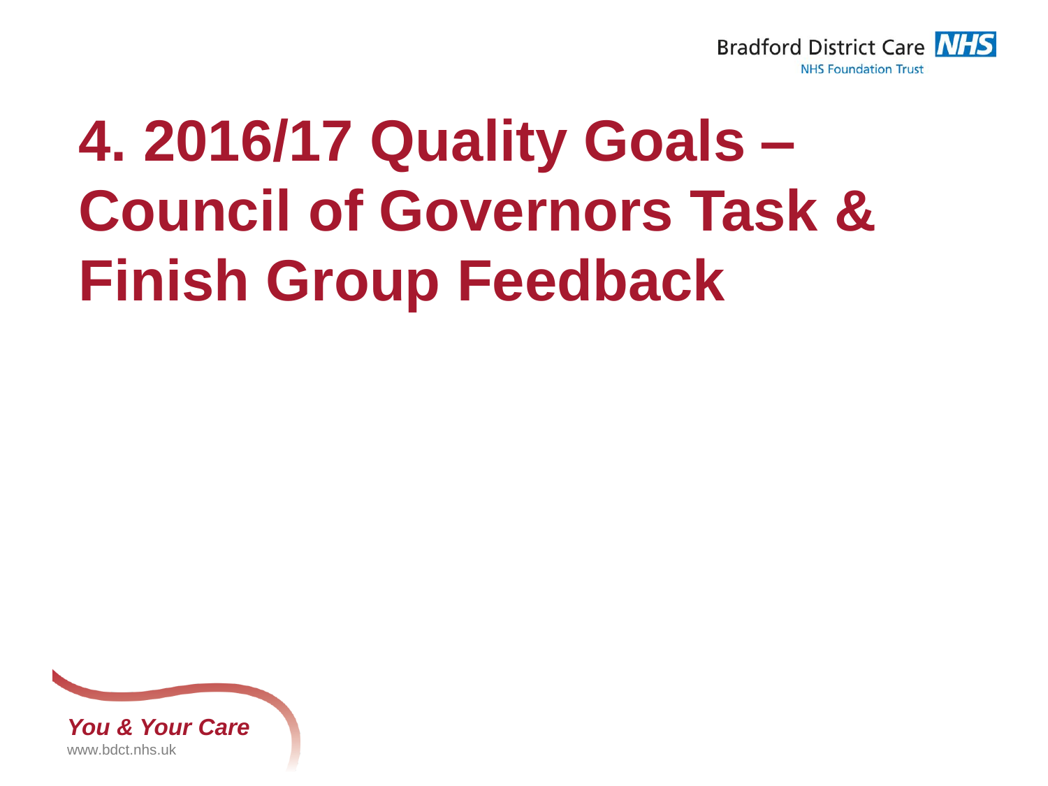# 4. 2016/17 Quality Goals – Council of Governors Task & Finish Group Feedback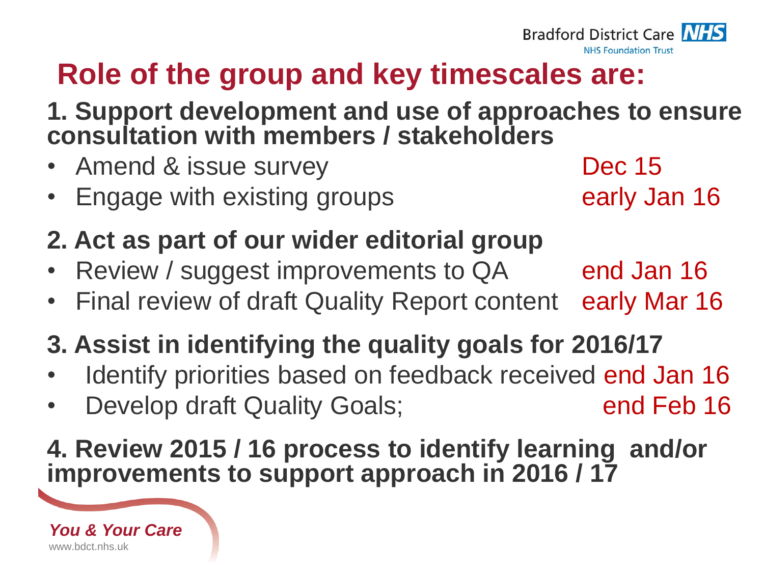# Role of the group and key timescales are:

**1. Support development and use of approaches to ensure consultation with members / stakeholders**

- Amend & issue survey — Dec 15
- Engage with existing groups — early Jan 16

**2. Act as part of our wider editorial group**

- Review / suggest improvements to QA — end Jan 16
- Final review of draft Quality Report content — early Mar 16

**3. Assist in identifying the quality goals for 2016/17**

- Identify priorities based on feedback received — end Jan 16
- Develop draft Quality Goals; — end Feb 16

**4. Review 2015 / 16 process to identify learning and/or improvements to support approach in 2016 / 17**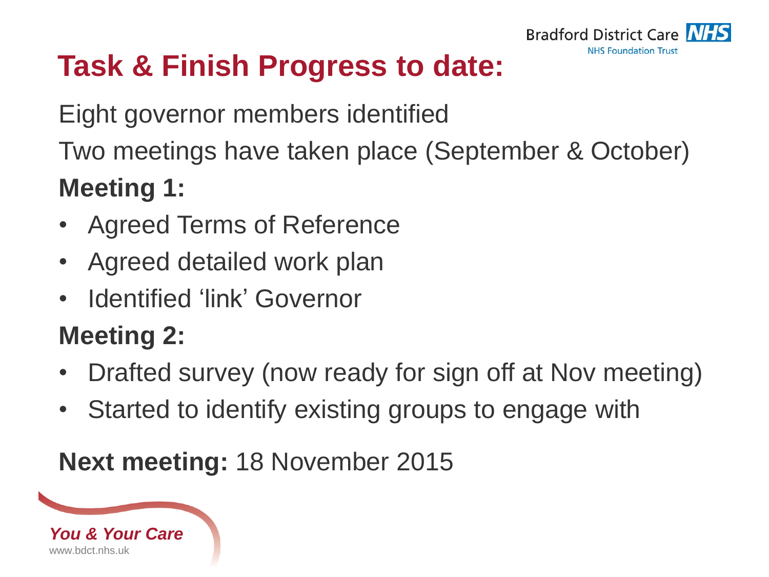# Task & Finish Progress to date:

Eight governor members identified

Two meetings have taken place (September & October)

**Meeting 1:**

- Agreed Terms of Reference
- Agreed detailed work plan
- Identified 'link' Governor

**Meeting 2:**

- Drafted survey (now ready for sign off at Nov meeting)
- Started to identify existing groups to engage with

**Next meeting:** 18 November 2015